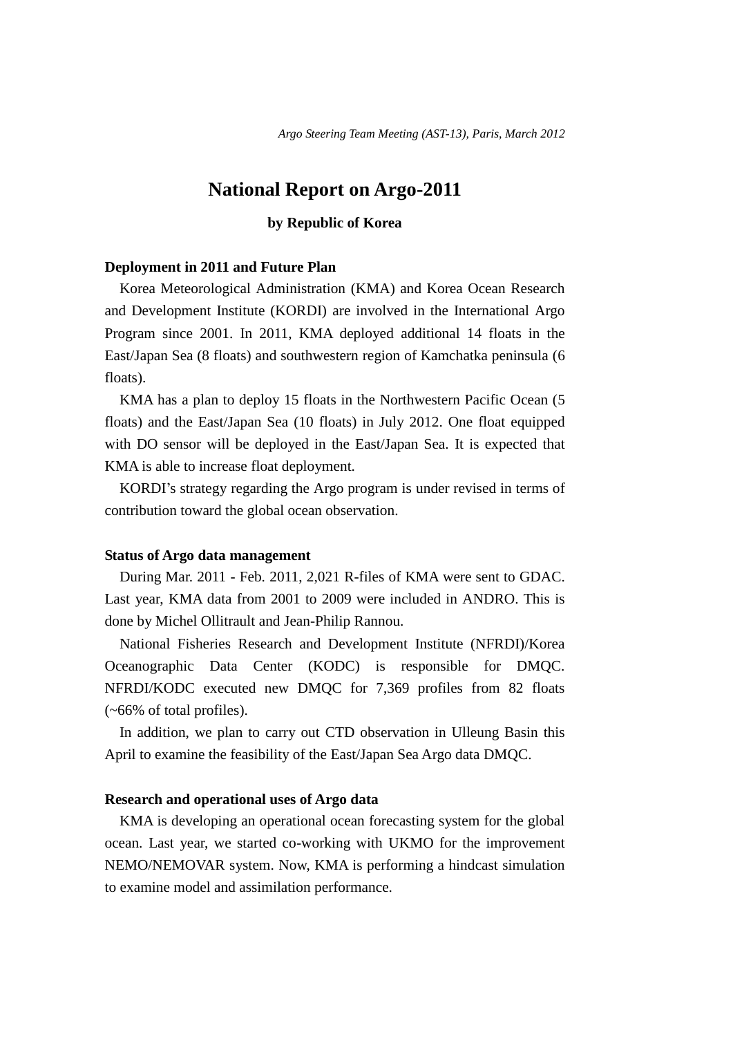*Argo Steering Team Meeting (AST-13), Paris, March 2012*

# National Report on Argo-2011

**by Republic of Korea**

**Deployment in 2011 and Future Plan**

Korea Meteorological Administration (KMA) and Korea Ocean Research and Development Institute (KORDI) are involved in the International Argo Program since 2001. In 2011, KMA deployed additional 14 floats in the East/Japan Sea (8 floats) and southwestern region of Kamchatka peninsula (6 floats).

KMA has a plan to deploy 15 floats in the Northwestern Pacific Ocean (5 floats) and the East/Japan Sea (10 floats) in July 2012. One float equipped with DO sensor will be deployed in the East/Japan Sea. It is expected that KMA is able to increase float deployment.

KORDI's strategy regarding the Argo program is under revised in terms of contribution toward the global ocean observation.

**Status of Argo data management**

During Mar. 2011 - Feb. 2011, 2,021 R-files of KMA were sent to GDAC. Last year, KMA data from 2001 to 2009 were included in ANDRO. This is done by Michel Ollitrault and Jean-Philip Rannou.

National Fisheries Research and Development Institute (NFRDI)/Korea Oceanographic Data Center (KODC) is responsible for DMQC. NFRDI/KODC executed new DMQC for 7,369 profiles from 82 floats (~66% of total profiles).

In addition, we plan to carry out CTD observation in Ulleung Basin this April to examine the feasibility of the East/Japan Sea Argo data DMQC.

**Research and operational uses of Argo data**

KMA is developing an operational ocean forecasting system for the global ocean. Last year, we started co-working with UKMO for the improvement NEMO/NEMOVAR system. Now, KMA is performing a hindcast simulation to examine model and assimilation performance.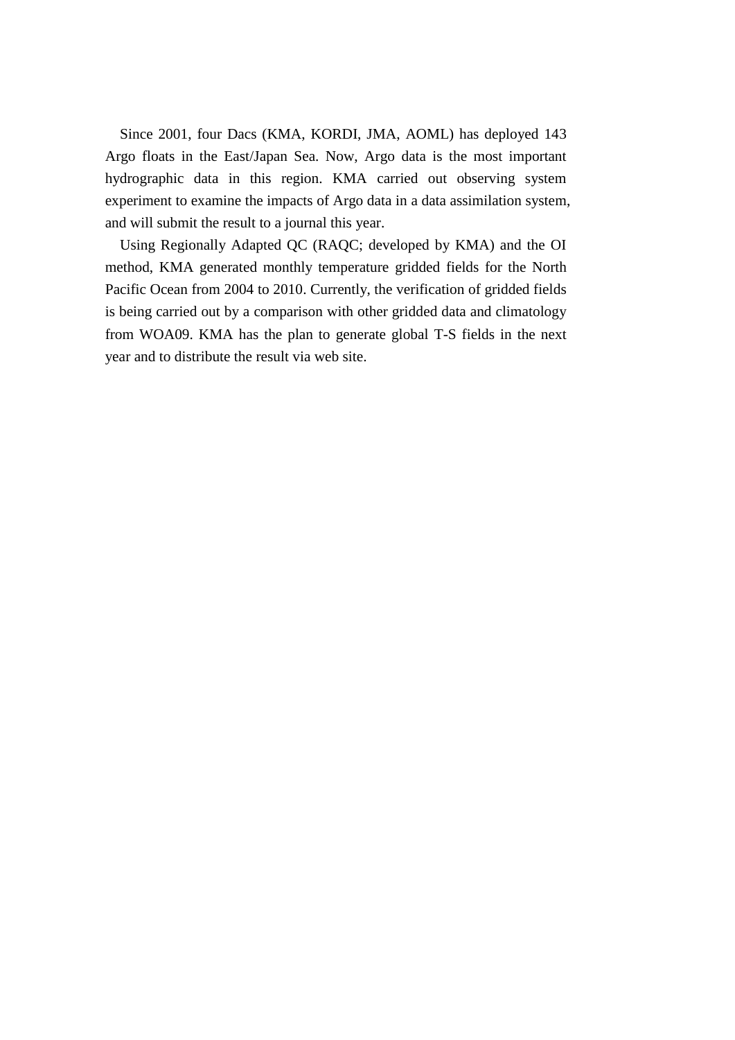Since 2001, four Dacs (KMA, KORDI, JMA, AOML) has deployed 143 Argo floats in the East/Japan Sea. Now, Argo data is the most important hydrographic data in this region. KMA carried out observing system experiment to examine the impacts of Argo data in a data assimilation system, and will submit the result to a journal this year.

Using Regionally Adapted QC (RAQC; developed by KMA) and the OI method, KMA generated monthly temperature gridded fields for the North Pacific Ocean from 2004 to 2010. Currently, the verification of gridded fields is being carried out by a comparison with other gridded data and climatology from WOA09. KMA has the plan to generate global T-S fields in the next year and to distribute the result via web site.